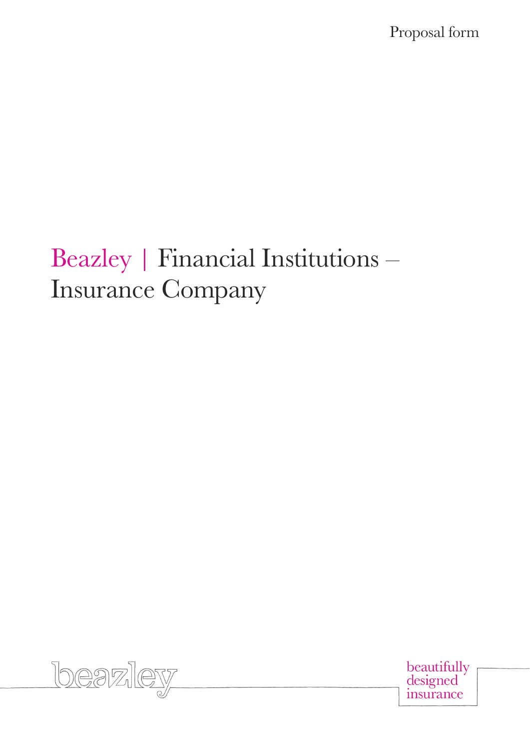Proposal form

# Beazley | Financial Institutions – Insurance Company

beazley

beautifully designed insurance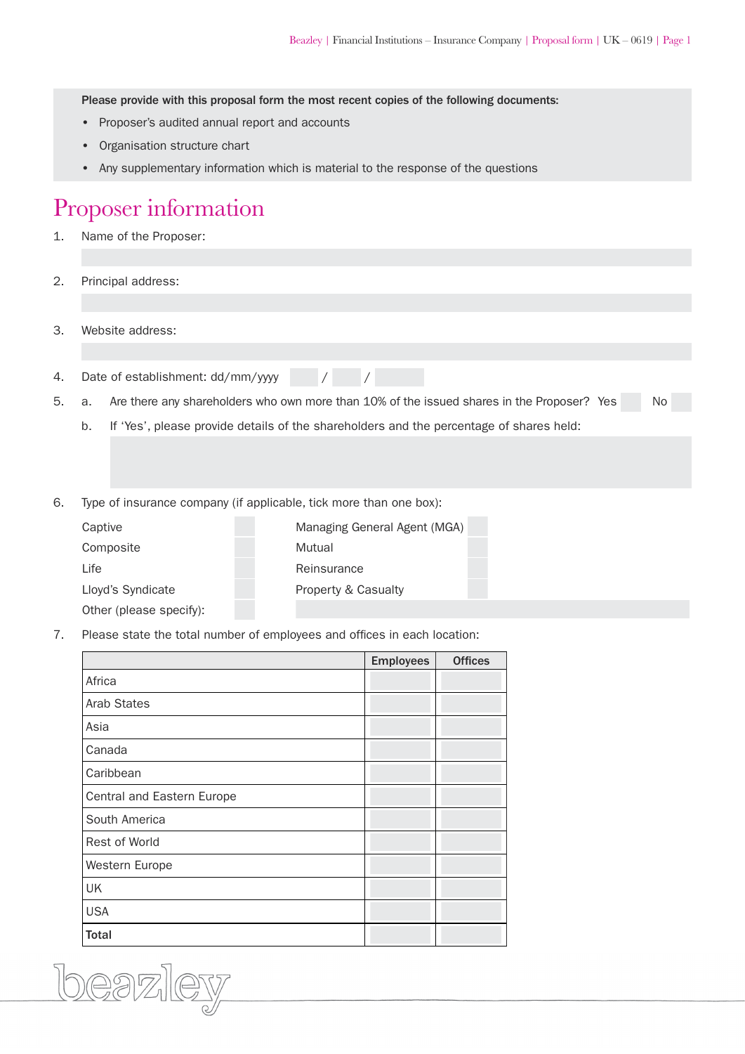**Please provide with this proposal form the most recent copies of the following documents:**

- Proposer's audited annual report and accounts
- Organisation structure chart
- Any supplementary information which is material to the response of the questions

# Proposer information

1. Name of the Proposer:

2. Principal address:

3. Website address:

4. Date of establishment: dd/mm/yyyy ___ / ___ / ___

5. a. Are there any shareholders who own more than 10% of the issued shares in the Proposer? Yes ☐ No ☐

   b. If 'Yes', please provide details of the shareholders and the percentage of shares held:

6. Type of insurance company (if applicable, tick more than one box):

| | | | |
|---|---|---|---|
| Captive | ☐ | Managing General Agent (MGA) | ☐ |
| Composite | ☐ | Mutual | ☐ |
| Life | ☐ | Reinsurance | ☐ |
| Lloyd's Syndicate | ☐ | Property & Casualty | ☐ |
| Other (please specify): | ☐ | | |

7. Please state the total number of employees and offices in each location:

| | Employees | Offices |
|---|---|---|
| Africa | | |
| Arab States | | |
| Asia | | |
| Canada | | |
| Caribbean | | |
| Central and Eastern Europe | | |
| South America | | |
| Rest of World | | |
| Western Europe | | |
| UK | | |
| USA | | |
| **Total** | | |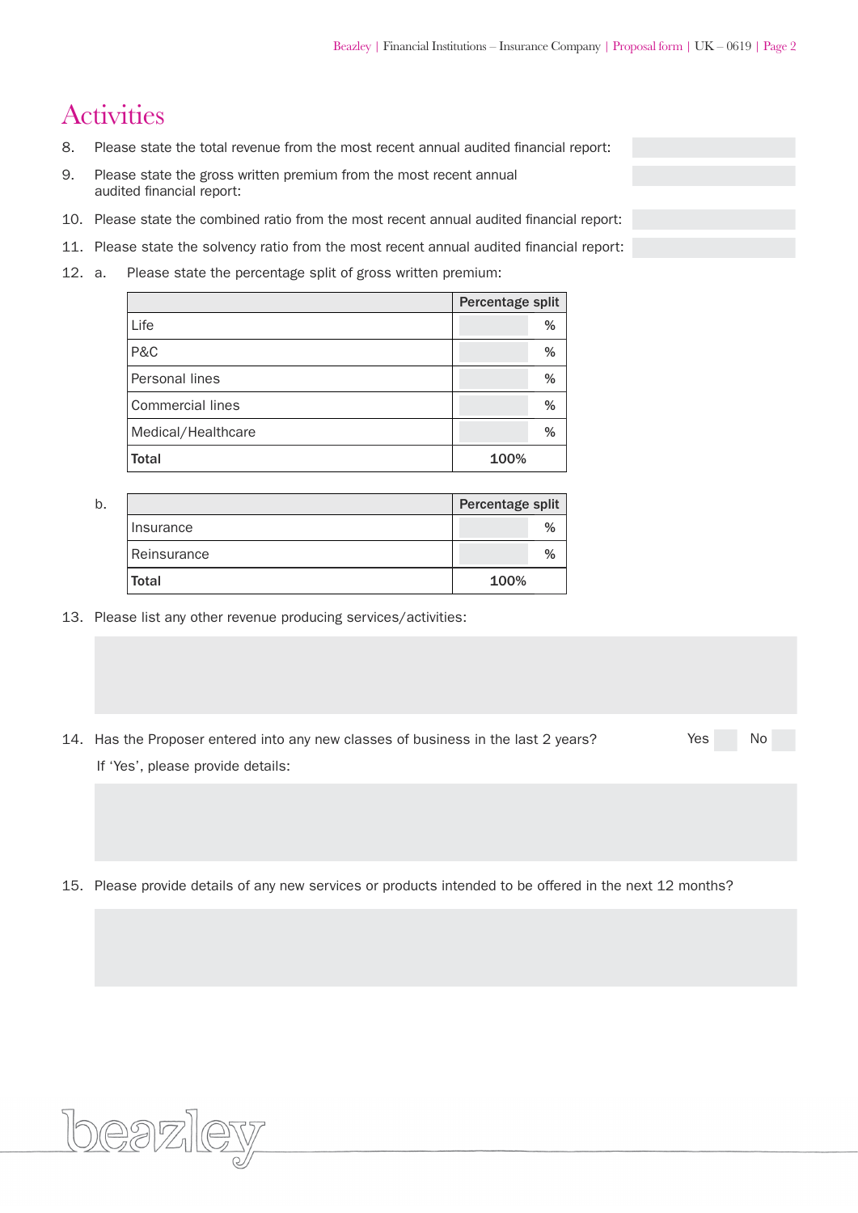# Activities

8. Please state the total revenue from the most recent annual audited financial report:
9. Please state the gross written premium from the most recent annual audited financial report:
10. Please state the combined ratio from the most recent annual audited financial report:
11. Please state the solvency ratio from the most recent annual audited financial report:
12. a. Please state the percentage split of gross written premium:

| | Percentage split |
|---|---|
| Life | % |
| P&C | % |
| Personal lines | % |
| Commercial lines | % |
| Medical/Healthcare | % |
| **Total** | 100% |

b.

| | Percentage split |
|---|---|
| Insurance | % |
| Reinsurance | % |
| **Total** | 100% |

13. Please list any other revenue producing services/activities:
14. Has the Proposer entered into any new classes of business in the last 2 years? Yes No

    If 'Yes', please provide details:
15. Please provide details of any new services or products intended to be offered in the next 12 months?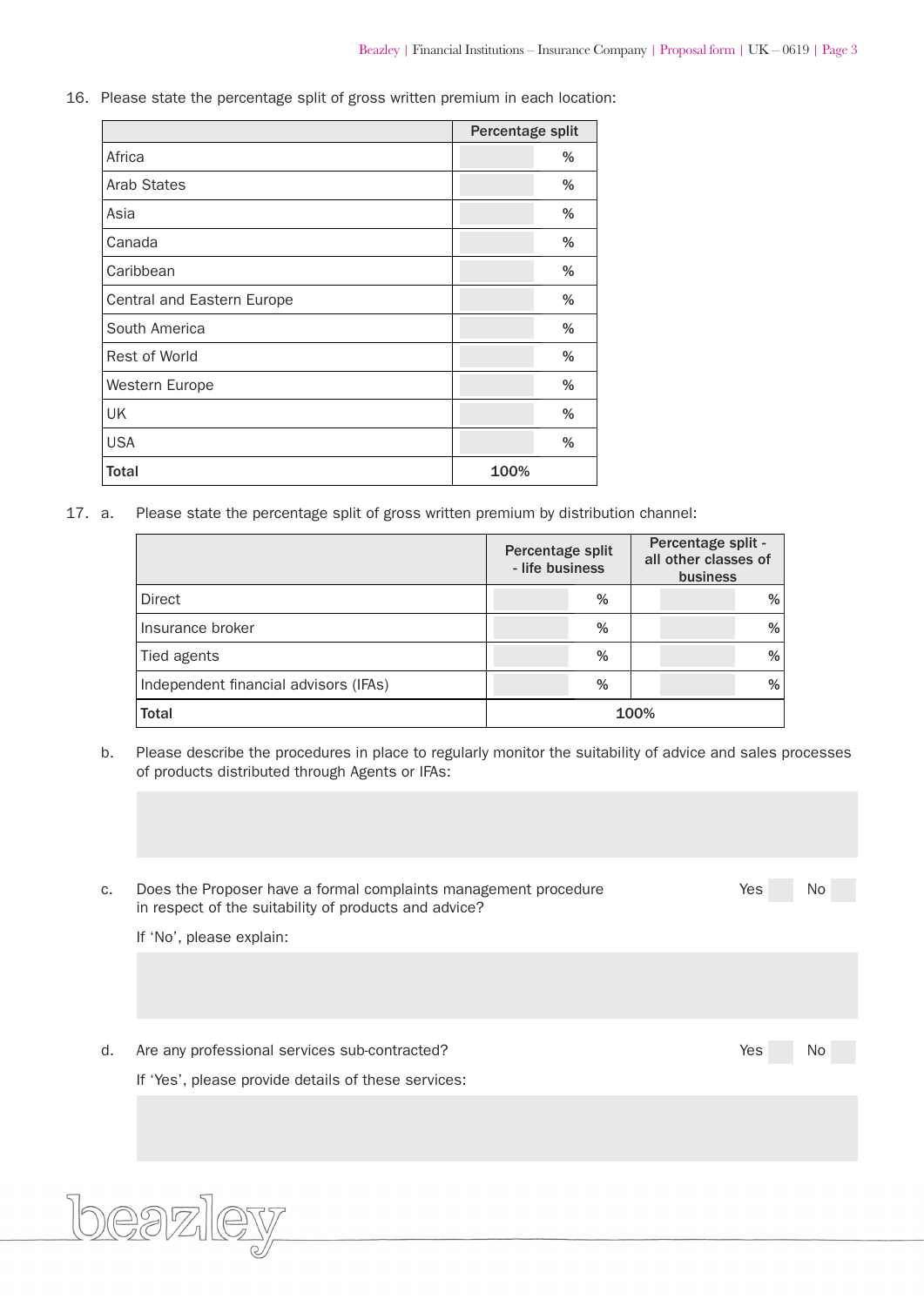16. Please state the percentage split of gross written premium in each location:

| | Percentage split |
|---|---|
| Africa | % |
| Arab States | % |
| Asia | % |
| Canada | % |
| Caribbean | % |
| Central and Eastern Europe | % |
| South America | % |
| Rest of World | % |
| Western Europe | % |
| UK | % |
| USA | % |
| **Total** | 100% |

17. a. Please state the percentage split of gross written premium by distribution channel:

| | Percentage split - life business | Percentage split - all other classes of business |
|---|---|---|
| Direct | % | % |
| Insurance broker | % | % |
| Tied agents | % | % |
| Independent financial advisors (IFAs) | % | % |
| **Total** | 100% | |

b. Please describe the procedures in place to regularly monitor the suitability of advice and sales processes of products distributed through Agents or IFAs:

c. Does the Proposer have a formal complaints management procedure in respect of the suitability of products and advice? Yes No

If 'No', please explain:

d. Are any professional services sub-contracted? Yes No

If 'Yes', please provide details of these services: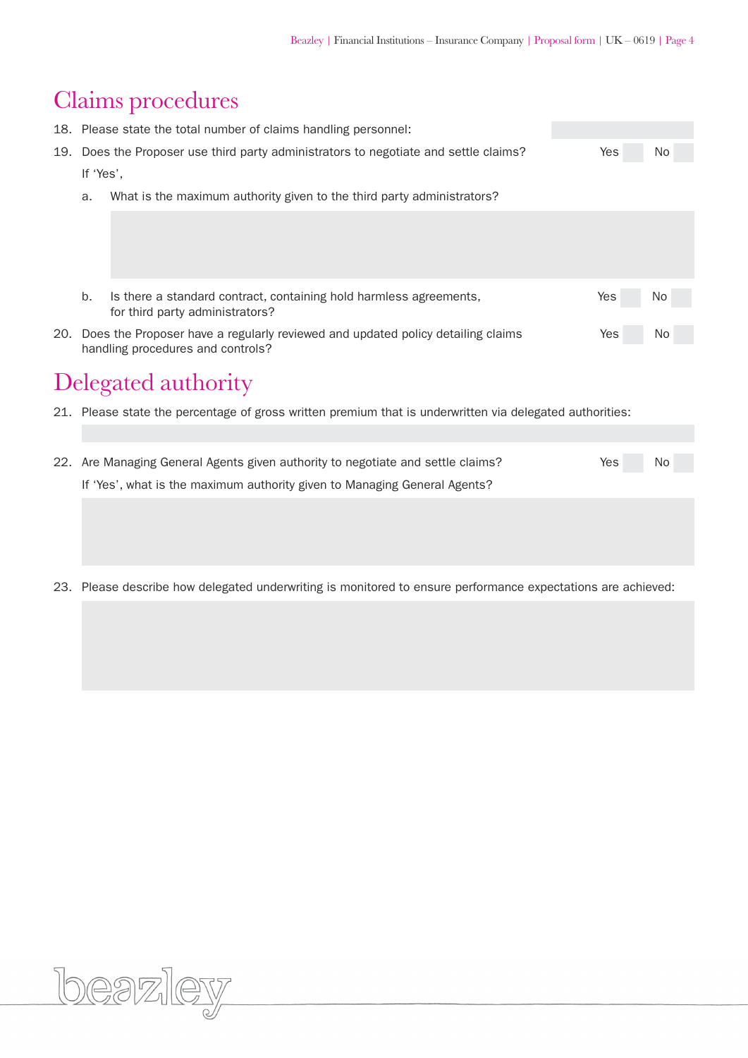## Claims procedures

18. Please state the total number of claims handling personnel:

19. Does the Proposer use third party administrators to negotiate and settle claims? Yes No

    If 'Yes',

    a. What is the maximum authority given to the third party administrators?

    b. Is there a standard contract, containing hold harmless agreements, for third party administrators? Yes No

20. Does the Proposer have a regularly reviewed and updated policy detailing claims handling procedures and controls? Yes No

## Delegated authority

21. Please state the percentage of gross written premium that is underwritten via delegated authorities:

22. Are Managing General Agents given authority to negotiate and settle claims? Yes No

    If 'Yes', what is the maximum authority given to Managing General Agents?

23. Please describe how delegated underwriting is monitored to ensure performance expectations are achieved: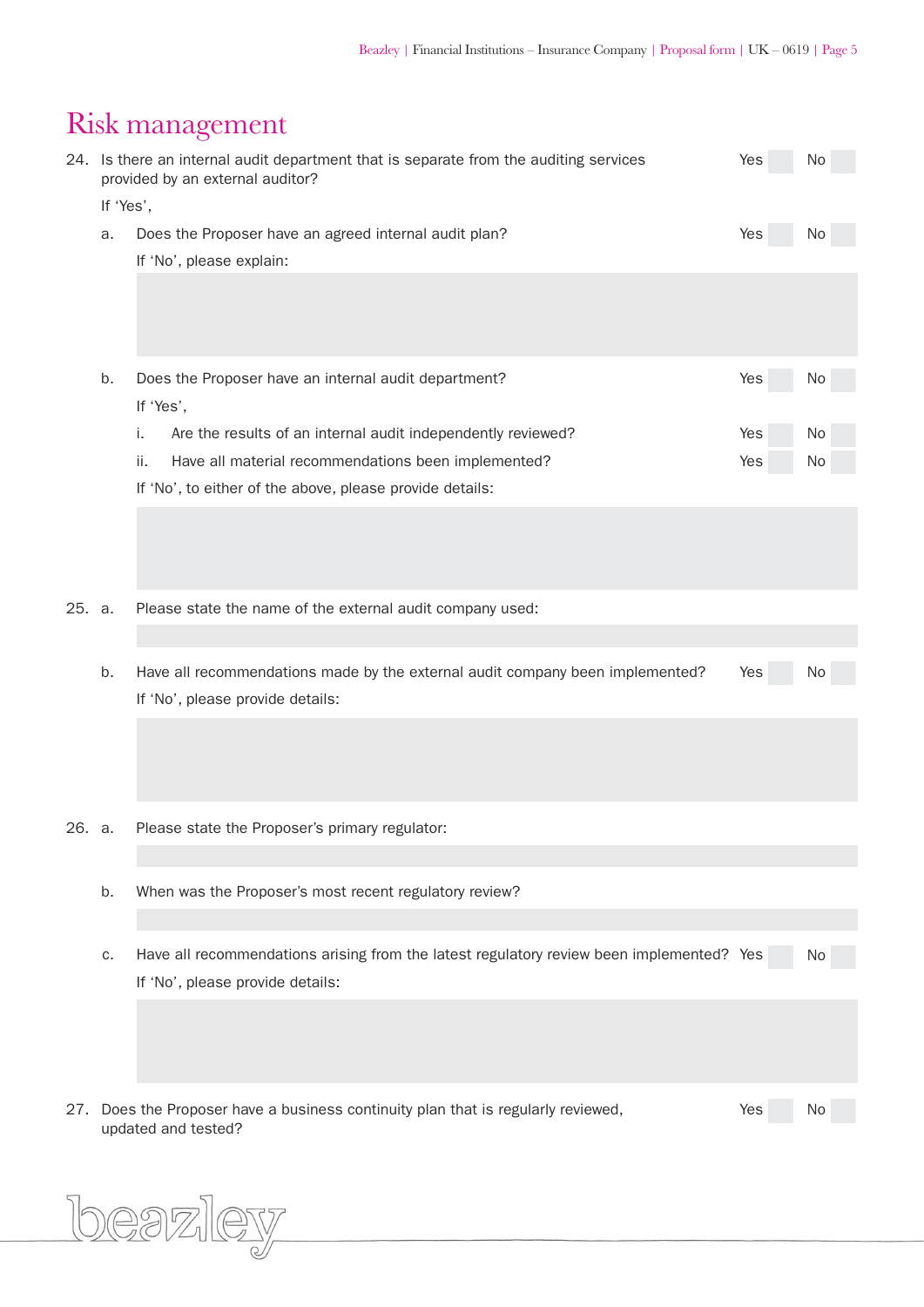# Risk management

24. Is there an internal audit department that is separate from the auditing services provided by an external auditor? Yes ☐ No ☐

    If 'Yes',

    a. Does the Proposer have an agreed internal audit plan? Yes ☐ No ☐

       If 'No', please explain:

    b. Does the Proposer have an internal audit department? Yes ☐ No ☐

       If 'Yes',

       i. Are the results of an internal audit independently reviewed? Yes ☐ No ☐

       ii. Have all material recommendations been implemented? Yes ☐ No ☐

       If 'No', to either of the above, please provide details:

25. a. Please state the name of the external audit company used:

    b. Have all recommendations made by the external audit company been implemented? Yes ☐ No ☐

       If 'No', please provide details:

26. a. Please state the Proposer's primary regulator:

    b. When was the Proposer's most recent regulatory review?

    c. Have all recommendations arising from the latest regulatory review been implemented? Yes ☐ No ☐

       If 'No', please provide details:

27. Does the Proposer have a business continuity plan that is regularly reviewed, updated and tested? Yes ☐ No ☐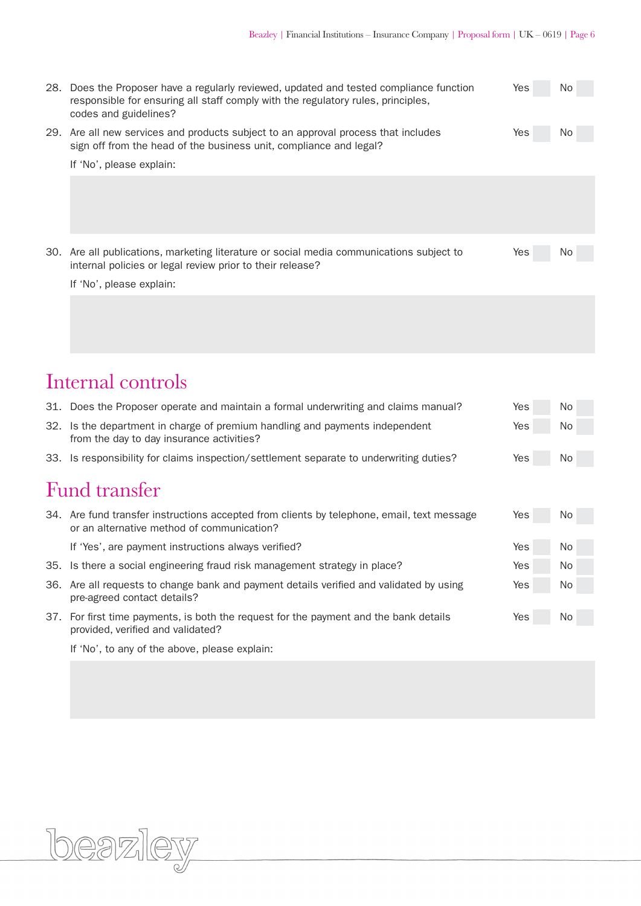28. Does the Proposer have a regularly reviewed, updated and tested compliance function responsible for ensuring all staff comply with the regulatory rules, principles, codes and guidelines? Yes ☐ No ☐

29. Are all new services and products subject to an approval process that includes sign off from the head of the business unit, compliance and legal? Yes ☐ No ☐

    If 'No', please explain:

30. Are all publications, marketing literature or social media communications subject to internal policies or legal review prior to their release? Yes ☐ No ☐

    If 'No', please explain:

## Internal controls

31. Does the Proposer operate and maintain a formal underwriting and claims manual? Yes ☐ No ☐

32. Is the department in charge of premium handling and payments independent from the day to day insurance activities? Yes ☐ No ☐

33. Is responsibility for claims inspection/settlement separate to underwriting duties? Yes ☐ No ☐

## Fund transfer

34. Are fund transfer instructions accepted from clients by telephone, email, text message or an alternative method of communication? Yes ☐ No ☐

    If 'Yes', are payment instructions always verified? Yes ☐ No ☐

35. Is there a social engineering fraud risk management strategy in place? Yes ☐ No ☐

36. Are all requests to change bank and payment details verified and validated by using pre-agreed contact details? Yes ☐ No ☐

37. For first time payments, is both the request for the payment and the bank details provided, verified and validated? Yes ☐ No ☐

    If 'No', to any of the above, please explain: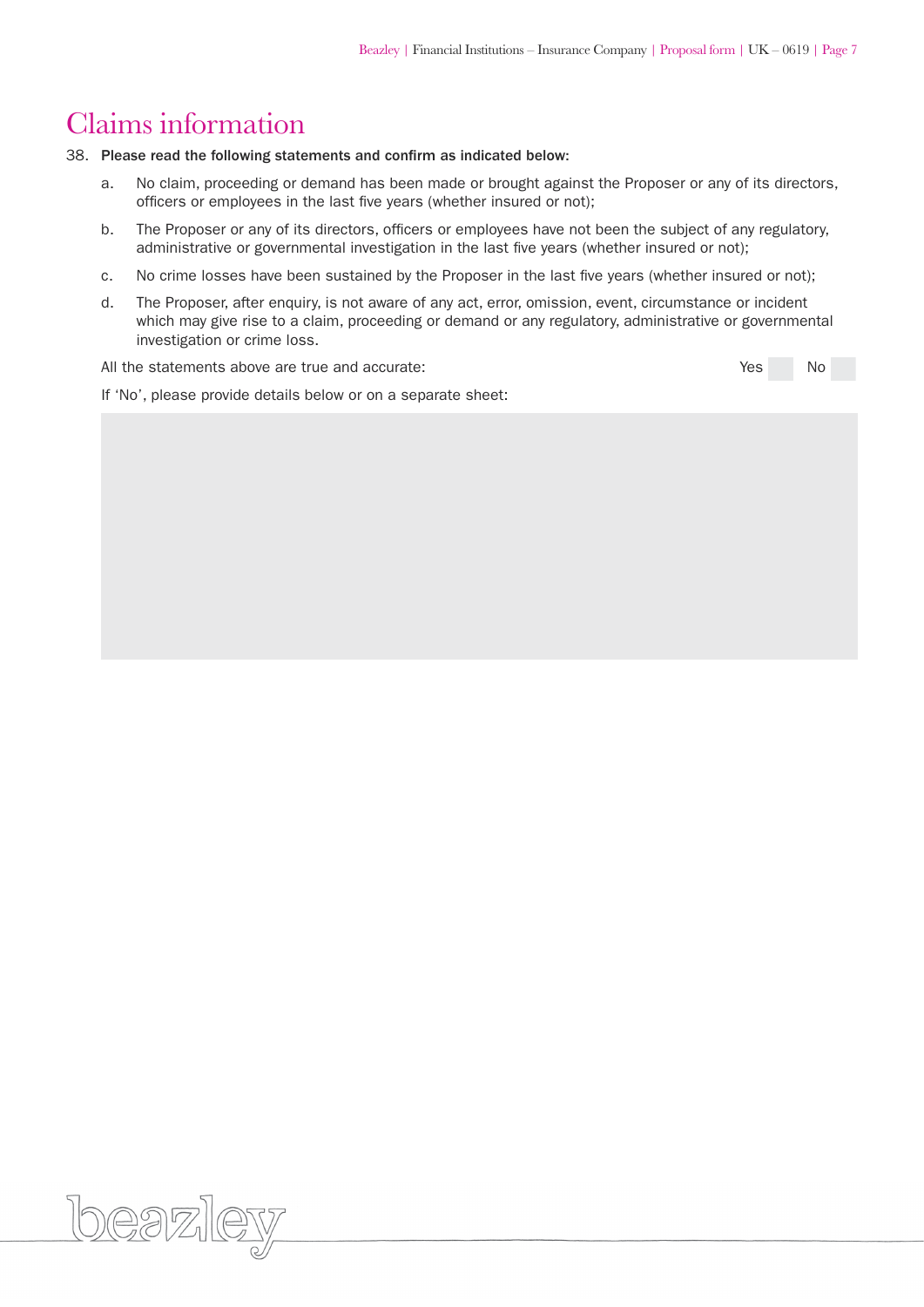# Claims information

38. **Please read the following statements and confirm as indicated below:**

    a. No claim, proceeding or demand has been made or brought against the Proposer or any of its directors, officers or employees in the last five years (whether insured or not);

    b. The Proposer or any of its directors, officers or employees have not been the subject of any regulatory, administrative or governmental investigation in the last five years (whether insured or not);

    c. No crime losses have been sustained by the Proposer in the last five years (whether insured or not);

    d. The Proposer, after enquiry, is not aware of any act, error, omission, event, circumstance or incident which may give rise to a claim, proceeding or demand or any regulatory, administrative or governmental investigation or crime loss.

    All the statements above are true and accurate: Yes ☐ No ☐

    If 'No', please provide details below or on a separate sheet: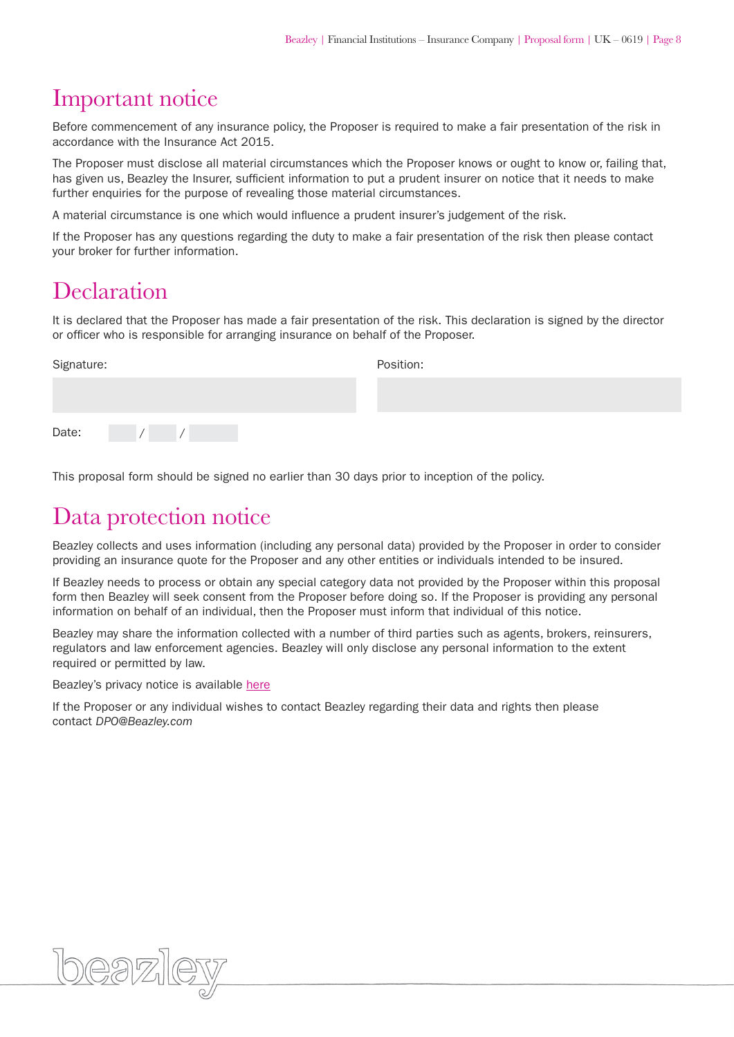# Important notice

Before commencement of any insurance policy, the Proposer is required to make a fair presentation of the risk in accordance with the Insurance Act 2015.

The Proposer must disclose all material circumstances which the Proposer knows or ought to know or, failing that, has given us, Beazley the Insurer, sufficient information to put a prudent insurer on notice that it needs to make further enquiries for the purpose of revealing those material circumstances.

A material circumstance is one which would influence a prudent insurer's judgement of the risk.

If the Proposer has any questions regarding the duty to make a fair presentation of the risk then please contact your broker for further information.

# Declaration

It is declared that the Proposer has made a fair presentation of the risk. This declaration is signed by the director or officer who is responsible for arranging insurance on behalf of the Proposer.

Signature:

Position:

Date: / /

This proposal form should be signed no earlier than 30 days prior to inception of the policy.

# Data protection notice

Beazley collects and uses information (including any personal data) provided by the Proposer in order to consider providing an insurance quote for the Proposer and any other entities or individuals intended to be insured.

If Beazley needs to process or obtain any special category data not provided by the Proposer within this proposal form then Beazley will seek consent from the Proposer before doing so. If the Proposer is providing any personal information on behalf of an individual, then the Proposer must inform that individual of this notice.

Beazley may share the information collected with a number of third parties such as agents, brokers, reinsurers, regulators and law enforcement agencies. Beazley will only disclose any personal information to the extent required or permitted by law.

Beazley's privacy notice is available here

If the Proposer or any individual wishes to contact Beazley regarding their data and rights then please contact *DPO@Beazley.com*